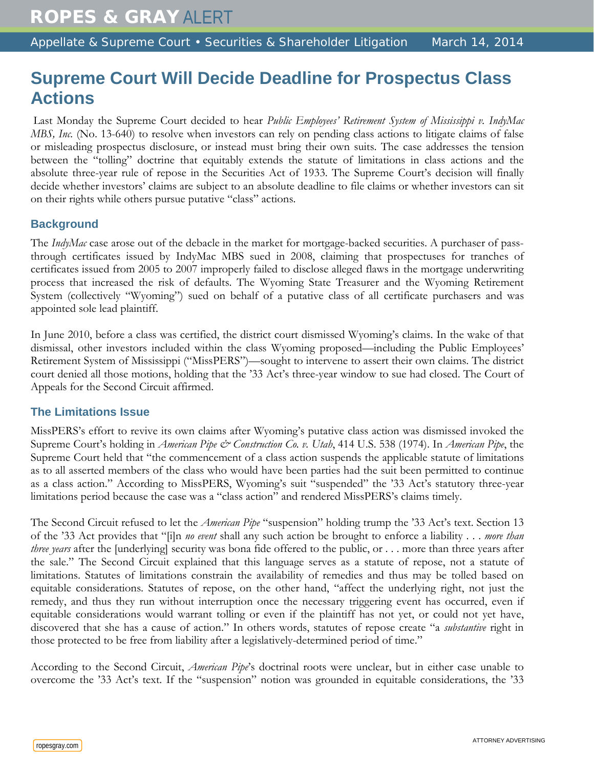# Supreme Court Will Decide Deadline for Prospectus Class Actions

Last Monday the Supreme Court decided to hear *Public Employees' Retirement System of Mississippi v. IndyMac MBS, Inc.* (No. 13-640) to resolve when investors can rely on pending class actions to litigate claims of false or misleading prospectus disclosure, or instead must bring their own suits. The case addresses the tension between the "tolling" doctrine that equitably extends the statute of limitations in class actions and the absolute three-year rule of repose in the Securities Act of 1933. The Supreme Court's decision will finally decide whether investors' claims are subject to an absolute deadline to file claims or whether investors can sit on their rights while others pursue putative "class" actions.

## Background

The *IndyMac* case arose out of the debacle in the market for mortgage-backed securities. A purchaser of pass-through certificates issued by IndyMac MBS sued in 2008, claiming that prospectuses for tranches of certificates issued from 2005 to 2007 improperly failed to disclose alleged flaws in the mortgage underwriting process that increased the risk of defaults. The Wyoming State Treasurer and the Wyoming Retirement System (collectively "Wyoming") sued on behalf of a putative class of all certificate purchasers and was appointed sole lead plaintiff.

In June 2010, before a class was certified, the district court dismissed Wyoming's claims. In the wake of that dismissal, other investors included within the class Wyoming proposed—including the Public Employees' Retirement System of Mississippi ("MissPERS")—sought to intervene to assert their own claims. The district court denied all those motions, holding that the '33 Act's three-year window to sue had closed. The Court of Appeals for the Second Circuit affirmed.

## The Limitations Issue

MissPERS's effort to revive its own claims after Wyoming's putative class action was dismissed invoked the Supreme Court's holding in *American Pipe & Construction Co. v. Utah*, 414 U.S. 538 (1974). In *American Pipe*, the Supreme Court held that "the commencement of a class action suspends the applicable statute of limitations as to all asserted members of the class who would have been parties had the suit been permitted to continue as a class action." According to MissPERS, Wyoming's suit "suspended" the '33 Act's statutory three-year limitations period because the case was a "class action" and rendered MissPERS's claims timely.

The Second Circuit refused to let the *American Pipe* "suspension" holding trump the '33 Act's text. Section 13 of the '33 Act provides that "[i]n *no event* shall any such action be brought to enforce a liability . . . *more than three years* after the [underlying] security was bona fide offered to the public, or . . . more than three years after the sale." The Second Circuit explained that this language serves as a statute of repose, not a statute of limitations. Statutes of limitations constrain the availability of remedies and thus may be tolled based on equitable considerations. Statutes of repose, on the other hand, "affect the underlying right, not just the remedy, and thus they run without interruption once the necessary triggering event has occurred, even if equitable considerations would warrant tolling or even if the plaintiff has not yet, or could not yet have, discovered that she has a cause of action." In others words, statutes of repose create "a *substantive* right in those protected to be free from liability after a legislatively-determined period of time."

According to the Second Circuit, *American Pipe*'s doctrinal roots were unclear, but in either case unable to overcome the '33 Act's text. If the "suspension" notion was grounded in equitable considerations, the '33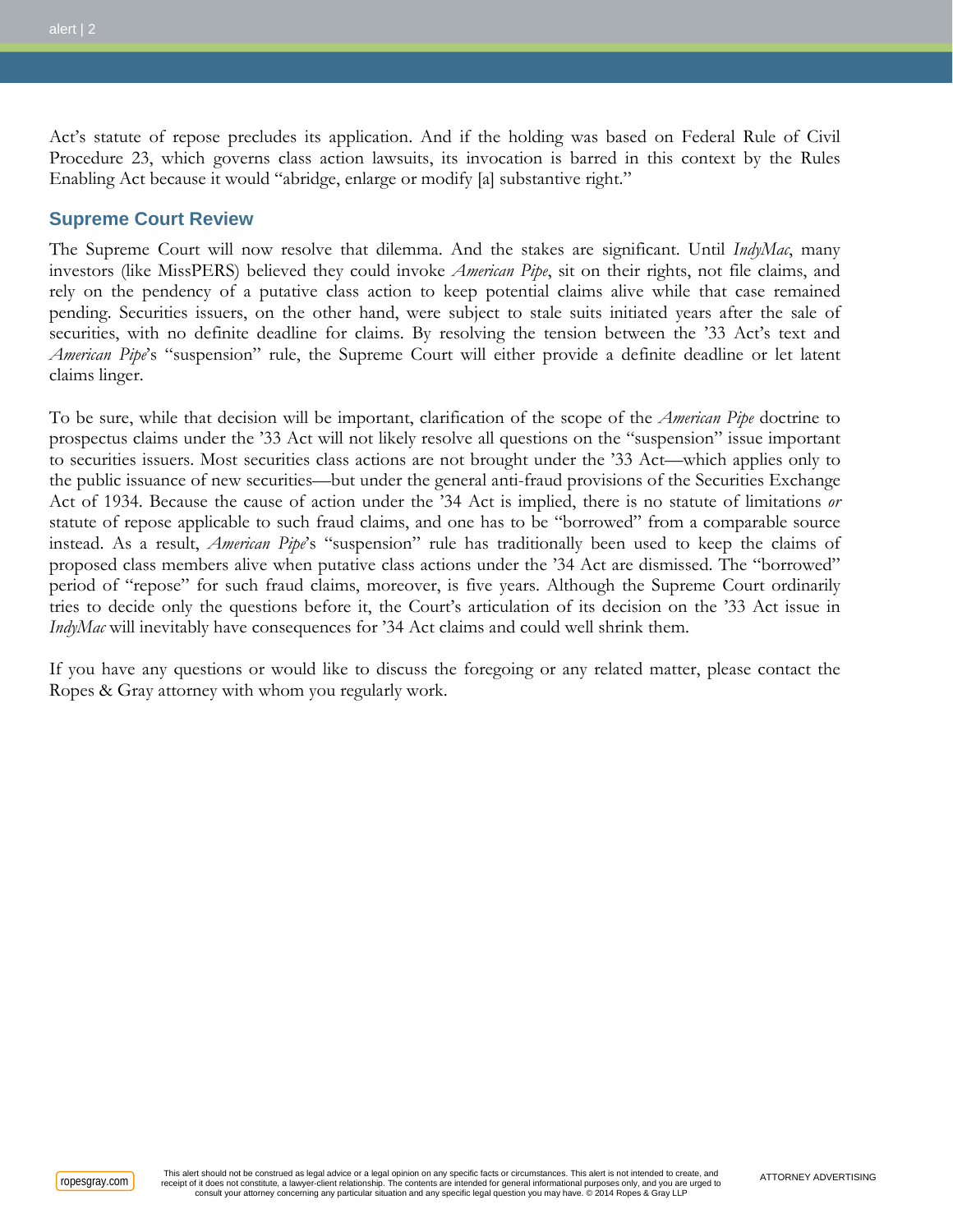Act's statute of repose precludes its application. And if the holding was based on Federal Rule of Civil Procedure 23, which governs class action lawsuits, its invocation is barred in this context by the Rules Enabling Act because it would "abridge, enlarge or modify [a] substantive right."

## Supreme Court Review

The Supreme Court will now resolve that dilemma. And the stakes are significant. Until *IndyMac*, many investors (like MissPERS) believed they could invoke *American Pipe*, sit on their rights, not file claims, and rely on the pendency of a putative class action to keep potential claims alive while that case remained pending. Securities issuers, on the other hand, were subject to stale suits initiated years after the sale of securities, with no definite deadline for claims. By resolving the tension between the '33 Act's text and *American Pipe*'s "suspension" rule, the Supreme Court will either provide a definite deadline or let latent claims linger.

To be sure, while that decision will be important, clarification of the scope of the *American Pipe* doctrine to prospectus claims under the '33 Act will not likely resolve all questions on the "suspension" issue important to securities issuers. Most securities class actions are not brought under the '33 Act—which applies only to the public issuance of new securities—but under the general anti-fraud provisions of the Securities Exchange Act of 1934. Because the cause of action under the '34 Act is implied, there is no statute of limitations *or* statute of repose applicable to such fraud claims, and one has to be "borrowed" from a comparable source instead. As a result, *American Pipe*'s "suspension" rule has traditionally been used to keep the claims of proposed class members alive when putative class actions under the '34 Act are dismissed. The "borrowed" period of "repose" for such fraud claims, moreover, is five years. Although the Supreme Court ordinarily tries to decide only the questions before it, the Court's articulation of its decision on the '33 Act issue in *IndyMac* will inevitably have consequences for '34 Act claims and could well shrink them.

If you have any questions or would like to discuss the foregoing or any related matter, please contact the Ropes & Gray attorney with whom you regularly work.

This alert should not be construed as legal advice or a legal opinion on any specific facts or circumstances. This alert is not intended to create, and receipt of it does not constitute, a lawyer-client relationship. The contents are intended for general informational purposes only, and you are urged to consult your attorney concerning any particular situation and any specific legal question you may have. © 2014 Ropes & Gray LLP

ATTORNEY ADVERTISING